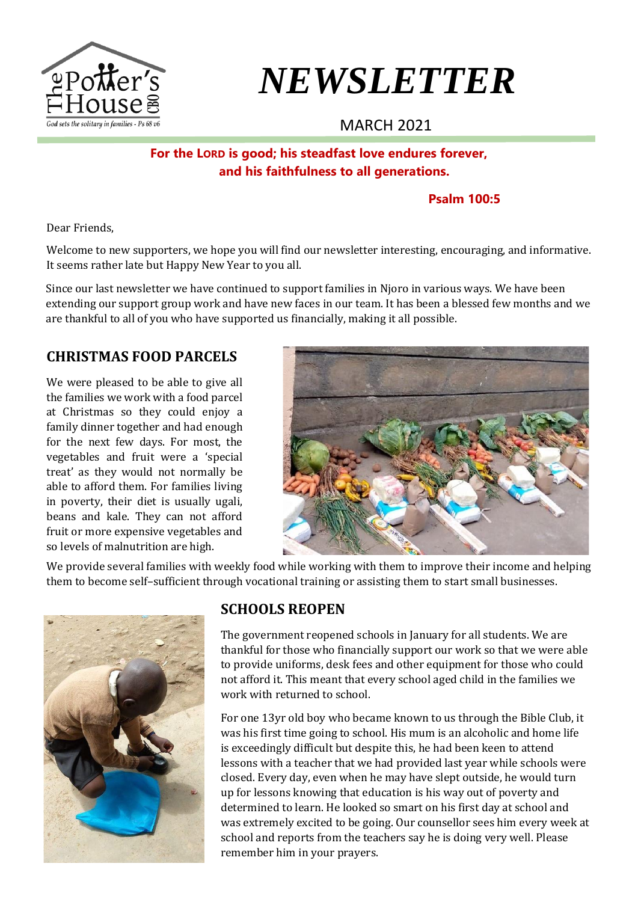# NEWSLETTER

MARCH 2021

**For the LORD is good; his steadfast love endures forever, and his faithfulness to all generations.**

**Psalm 100:5**

Dear Friends,

Welcome to new supporters, we hope you will find our newsletter interesting, encouraging, and informative. It seems rather late but Happy New Year to you all.

Since our last newsletter we have continued to support families in Njoro in various ways. We have been extending our support group work and have new faces in our team. It has been a blessed few months and we are thankful to all of you who have supported us financially, making it all possible.

## CHRISTMAS FOOD PARCELS

We were pleased to be able to give all the families we work with a food parcel at Christmas so they could enjoy a family dinner together and had enough for the next few days. For most, the vegetables and fruit were a 'special treat' as they would not normally be able to afford them. For families living in poverty, their diet is usually ugali, beans and kale. They can not afford fruit or more expensive vegetables and so levels of malnutrition are high.

We provide several families with weekly food while working with them to improve their income and helping them to become self–sufficient through vocational training or assisting them to start small businesses.

## SCHOOLS REOPEN

The government reopened schools in January for all students. We are thankful for those who financially support our work so that we were able to provide uniforms, desk fees and other equipment for those who could not afford it. This meant that every school aged child in the families we work with returned to school.

For one 13yr old boy who became known to us through the Bible Club, it was his first time going to school. His mum is an alcoholic and home life is exceedingly difficult but despite this, he had been keen to attend lessons with a teacher that we had provided last year while schools were closed. Every day, even when he may have slept outside, he would turn up for lessons knowing that education is his way out of poverty and determined to learn. He looked so smart on his first day at school and was extremely excited to be going. Our counsellor sees him every week at school and reports from the teachers say he is doing very well. Please remember him in your prayers.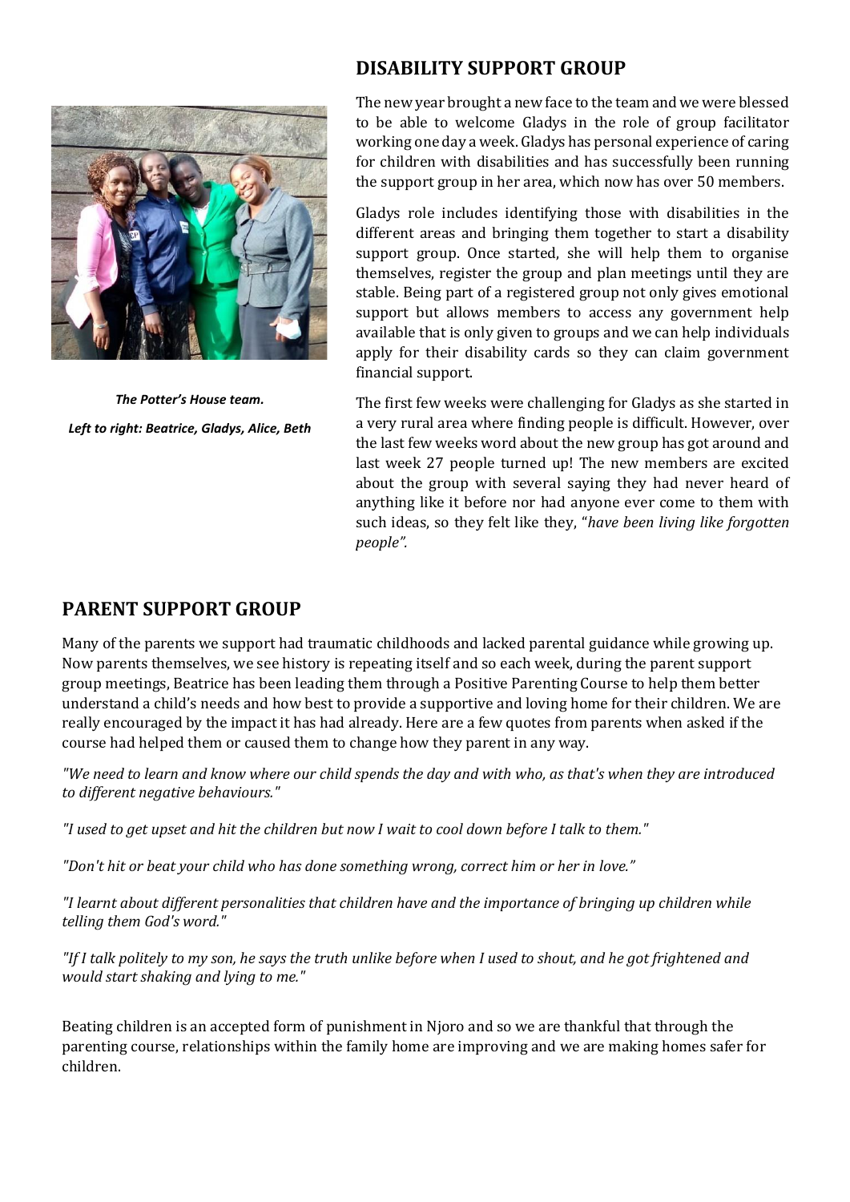*The Potter's House team.*

*Left to right: Beatrice, Gladys, Alice, Beth*

## DISABILITY SUPPORT GROUP

The new year brought a new face to the team and we were blessed to be able to welcome Gladys in the role of group facilitator working one day a week. Gladys has personal experience of caring for children with disabilities and has successfully been running the support group in her area, which now has over 50 members.

Gladys role includes identifying those with disabilities in the different areas and bringing them together to start a disability support group. Once started, she will help them to organise themselves, register the group and plan meetings until they are stable. Being part of a registered group not only gives emotional support but allows members to access any government help available that is only given to groups and we can help individuals apply for their disability cards so they can claim government financial support.

The first few weeks were challenging for Gladys as she started in a very rural area where finding people is difficult. However, over the last few weeks word about the new group has got around and last week 27 people turned up! The new members are excited about the group with several saying they had never heard of anything like it before nor had anyone ever come to them with such ideas, so they felt like they, "*have been living like forgotten people".*

## PARENT SUPPORT GROUP

Many of the parents we support had traumatic childhoods and lacked parental guidance while growing up. Now parents themselves, we see history is repeating itself and so each week, during the parent support group meetings, Beatrice has been leading them through a Positive Parenting Course to help them better understand a child's needs and how best to provide a supportive and loving home for their children. We are really encouraged by the impact it has had already. Here are a few quotes from parents when asked if the course had helped them or caused them to change how they parent in any way.

*"We need to learn and know where our child spends the day and with who, as that's when they are introduced to different negative behaviours."*

*"I used to get upset and hit the children but now I wait to cool down before I talk to them."*

*"Don't hit or beat your child who has done something wrong, correct him or her in love."*

*"I learnt about different personalities that children have and the importance of bringing up children while telling them God's word."*

*"If I talk politely to my son, he says the truth unlike before when I used to shout, and he got frightened and would start shaking and lying to me."*

Beating children is an accepted form of punishment in Njoro and so we are thankful that through the parenting course, relationships within the family home are improving and we are making homes safer for children.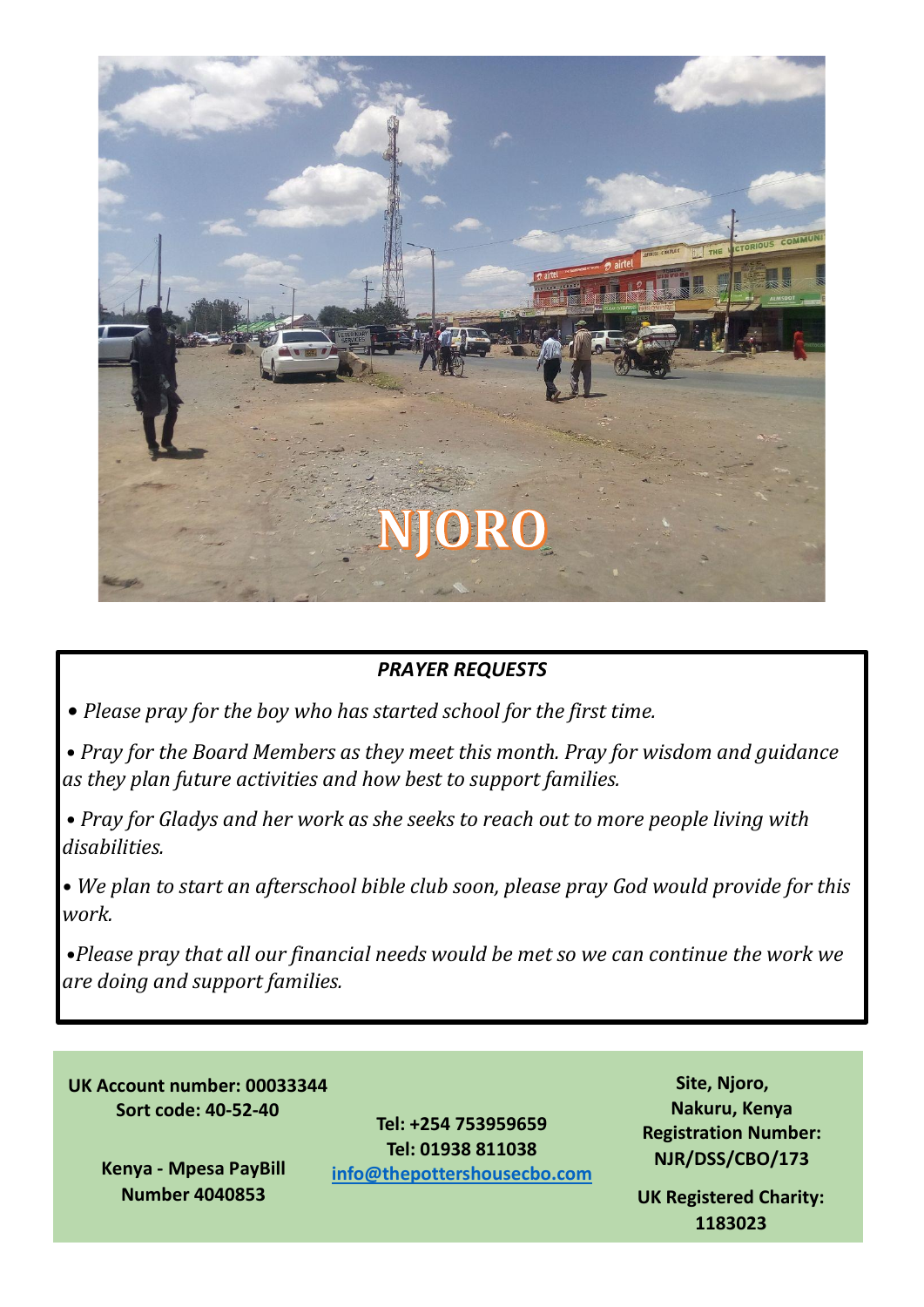# NJORO

***PRAYER REQUESTS***

- *Please pray for the boy who has started school for the first time.*
- *Pray for the Board Members as they meet this month. Pray for wisdom and guidance as they plan future activities and how best to support families.*
- *Pray for Gladys and her work as she seeks to reach out to more people living with disabilities.*
- *We plan to start an afterschool bible club soon, please pray God would provide for this work.*
- *Please pray that all our financial needs would be met so we can continue the work we are doing and support families.*

**UK Account number: 00033344**
**Sort code: 40-52-40**

**Kenya - Mpesa PayBill Number 4040853**

**Tel: +254 753959659**
**Tel: 01938 811038**
**info@thepottershousecbo.com**

**Site, Njoro, Nakuru, Kenya**
**Registration Number: NJR/DSS/CBO/173**

**UK Registered Charity: 1183023**